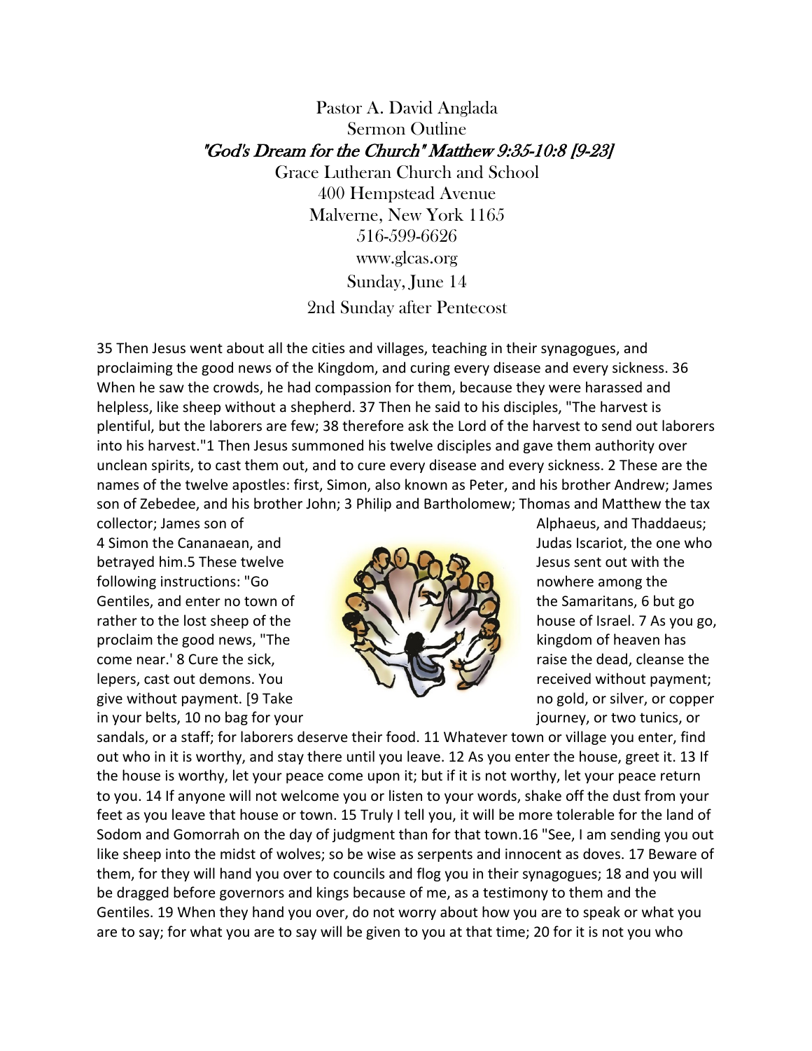Pastor A. David Anglada

Sermon Outline

*"God's Dream for the Church" Matthew 9:35-10:8 [9-23]*

Grace Lutheran Church and School

400 Hempstead Avenue

Malverne, New York 1165

516-599-6626

www.glcas.org

Sunday, June 14

2nd Sunday after Pentecost

35 Then Jesus went about all the cities and villages, teaching in their synagogues, and proclaiming the good news of the Kingdom, and curing every disease and every sickness. 36 When he saw the crowds, he had compassion for them, because they were harassed and helpless, like sheep without a shepherd. 37 Then he said to his disciples, "The harvest is plentiful, but the laborers are few; 38 therefore ask the Lord of the harvest to send out laborers into his harvest."1 Then Jesus summoned his twelve disciples and gave them authority over unclean spirits, to cast them out, and to cure every disease and every sickness. 2 These are the names of the twelve apostles: first, Simon, also known as Peter, and his brother Andrew; James son of Zebedee, and his brother John; 3 Philip and Bartholomew; Thomas and Matthew the tax collector; James son of Alphaeus, and Thaddaeus; 4 Simon the Cananaean, and Judas Iscariot, the one who betrayed him.5 These twelve Jesus sent out with the following instructions: "Go nowhere among the Gentiles, and enter no town of the Samaritans, 6 but go rather to the lost sheep of the house of Israel. 7 As you go, proclaim the good news, "The kingdom of heaven has come near.' 8 Cure the sick, raise the dead, cleanse the lepers, cast out demons. You received without payment; give without payment. [9 Take no gold, or silver, or copper in your belts, 10 no bag for your journey, or two tunics, or sandals, or a staff; for laborers deserve their food. 11 Whatever town or village you enter, find out who in it is worthy, and stay there until you leave. 12 As you enter the house, greet it. 13 If the house is worthy, let your peace come upon it; but if it is not worthy, let your peace return to you. 14 If anyone will not welcome you or listen to your words, shake off the dust from your feet as you leave that house or town. 15 Truly I tell you, it will be more tolerable for the land of Sodom and Gomorrah on the day of judgment than for that town.16 "See, I am sending you out like sheep into the midst of wolves; so be wise as serpents and innocent as doves. 17 Beware of them, for they will hand you over to councils and flog you in their synagogues; 18 and you will be dragged before governors and kings because of me, as a testimony to them and the Gentiles. 19 When they hand you over, do not worry about how you are to speak or what you are to say; for what you are to say will be given to you at that time; 20 for it is not you who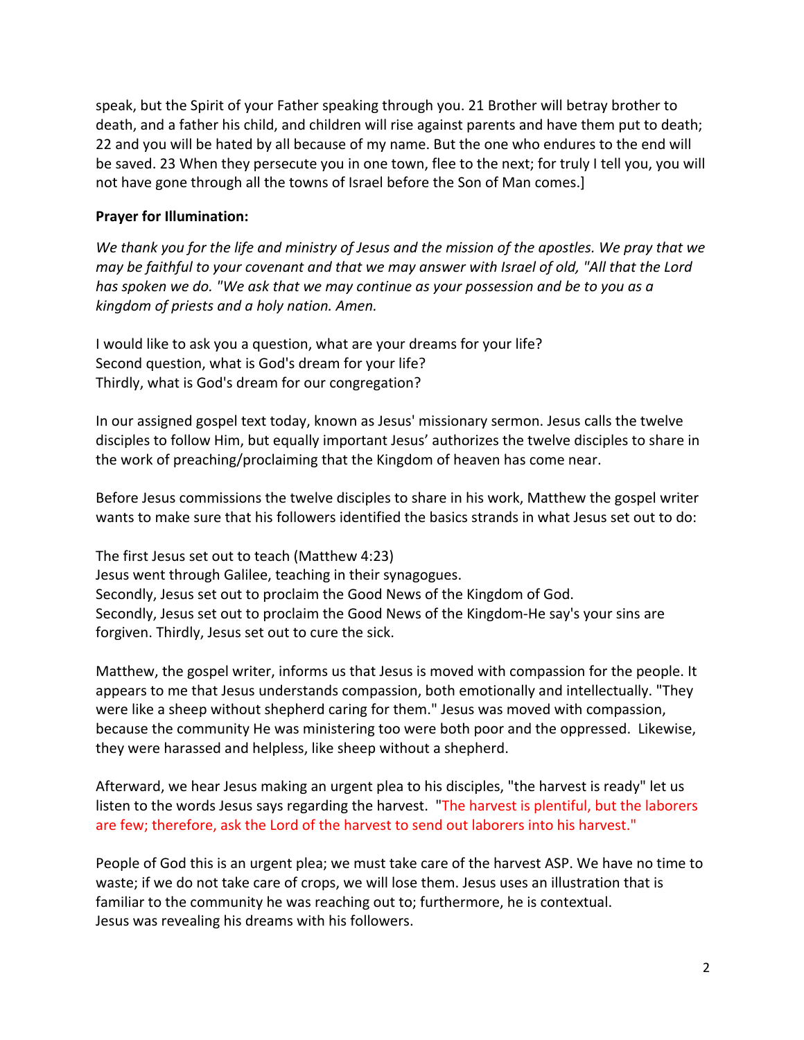speak, but the Spirit of your Father speaking through you. 21 Brother will betray brother to death, and a father his child, and children will rise against parents and have them put to death; 22 and you will be hated by all because of my name. But the one who endures to the end will be saved. 23 When they persecute you in one town, flee to the next; for truly I tell you, you will not have gone through all the towns of Israel before the Son of Man comes.]

**Prayer for Illumination:**

*We thank you for the life and ministry of Jesus and the mission of the apostles. We pray that we may be faithful to your covenant and that we may answer with Israel of old, "All that the Lord has spoken we do. "We ask that we may continue as your possession and be to you as a kingdom of priests and a holy nation. Amen.*

I would like to ask you a question, what are your dreams for your life?
Second question, what is God's dream for your life?
Thirdly, what is God's dream for our congregation?

In our assigned gospel text today, known as Jesus' missionary sermon. Jesus calls the twelve disciples to follow Him, but equally important Jesus' authorizes the twelve disciples to share in the work of preaching/proclaiming that the Kingdom of heaven has come near.

Before Jesus commissions the twelve disciples to share in his work, Matthew the gospel writer wants to make sure that his followers identified the basics strands in what Jesus set out to do:

The first Jesus set out to teach (Matthew 4:23)
Jesus went through Galilee, teaching in their synagogues.
Secondly, Jesus set out to proclaim the Good News of the Kingdom of God.
Secondly, Jesus set out to proclaim the Good News of the Kingdom-He say's your sins are forgiven. Thirdly, Jesus set out to cure the sick.

Matthew, the gospel writer, informs us that Jesus is moved with compassion for the people. It appears to me that Jesus understands compassion, both emotionally and intellectually. "They were like a sheep without shepherd caring for them." Jesus was moved with compassion, because the community He was ministering too were both poor and the oppressed. Likewise, they were harassed and helpless, like sheep without a shepherd.

Afterward, we hear Jesus making an urgent plea to his disciples, "the harvest is ready" let us listen to the words Jesus says regarding the harvest. "The harvest is plentiful, but the laborers are few; therefore, ask the Lord of the harvest to send out laborers into his harvest."

People of God this is an urgent plea; we must take care of the harvest ASP. We have no time to waste; if we do not take care of crops, we will lose them. Jesus uses an illustration that is familiar to the community he was reaching out to; furthermore, he is contextual.
Jesus was revealing his dreams with his followers.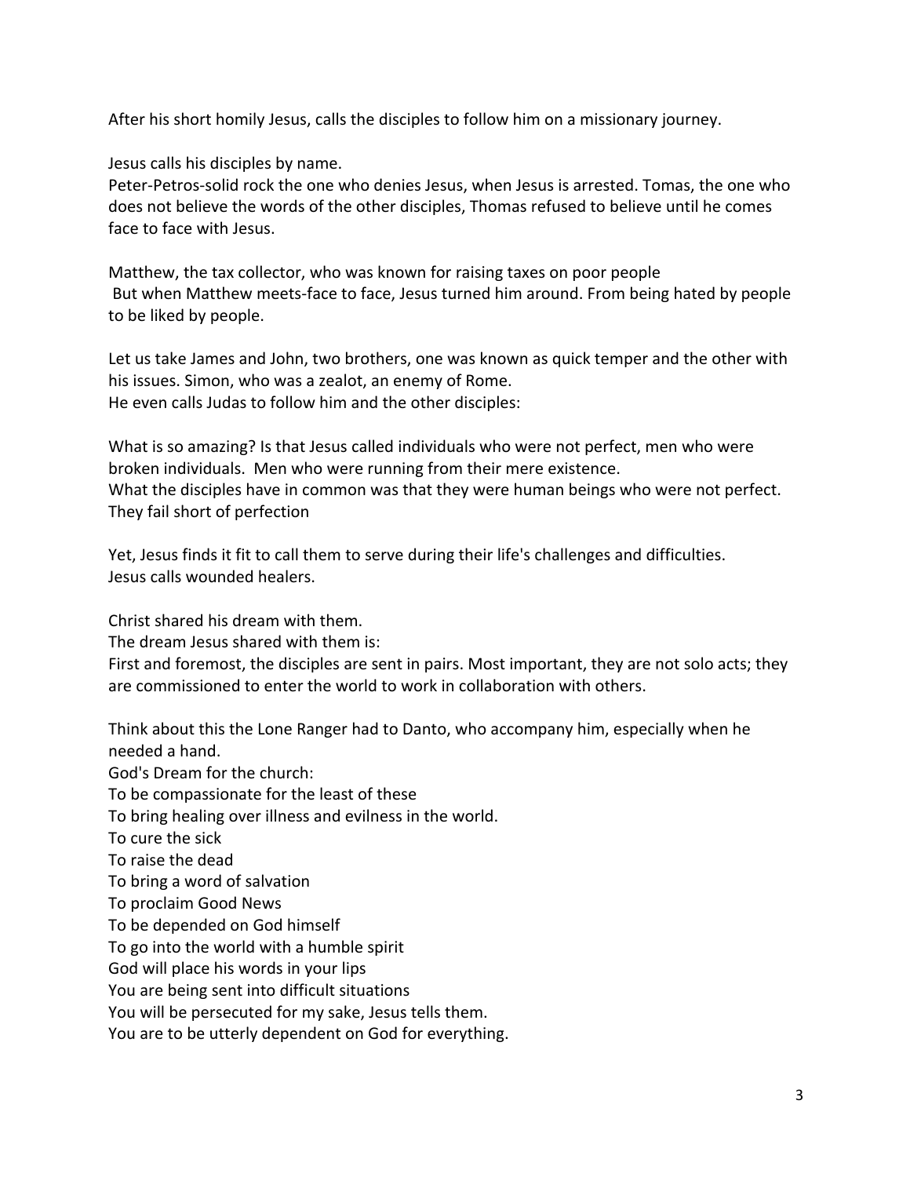After his short homily Jesus, calls the disciples to follow him on a missionary journey.

Jesus calls his disciples by name.
Peter-Petros-solid rock the one who denies Jesus, when Jesus is arrested. Tomas, the one who does not believe the words of the other disciples, Thomas refused to believe until he comes face to face with Jesus.

Matthew, the tax collector, who was known for raising taxes on poor people
But when Matthew meets-face to face, Jesus turned him around. From being hated by people to be liked by people.

Let us take James and John, two brothers, one was known as quick temper and the other with his issues. Simon, who was a zealot, an enemy of Rome.
He even calls Judas to follow him and the other disciples:

What is so amazing? Is that Jesus called individuals who were not perfect, men who were broken individuals. Men who were running from their mere existence.
What the disciples have in common was that they were human beings who were not perfect. They fail short of perfection

Yet, Jesus finds it fit to call them to serve during their life's challenges and difficulties.
Jesus calls wounded healers.

Christ shared his dream with them.
The dream Jesus shared with them is:
First and foremost, the disciples are sent in pairs. Most important, they are not solo acts; they are commissioned to enter the world to work in collaboration with others.

Think about this the Lone Ranger had to Danto, who accompany him, especially when he needed a hand.
God's Dream for the church:
To be compassionate for the least of these
To bring healing over illness and evilness in the world.
To cure the sick
To raise the dead
To bring a word of salvation
To proclaim Good News
To be depended on God himself
To go into the world with a humble spirit
God will place his words in your lips
You are being sent into difficult situations
You will be persecuted for my sake, Jesus tells them.
You are to be utterly dependent on God for everything.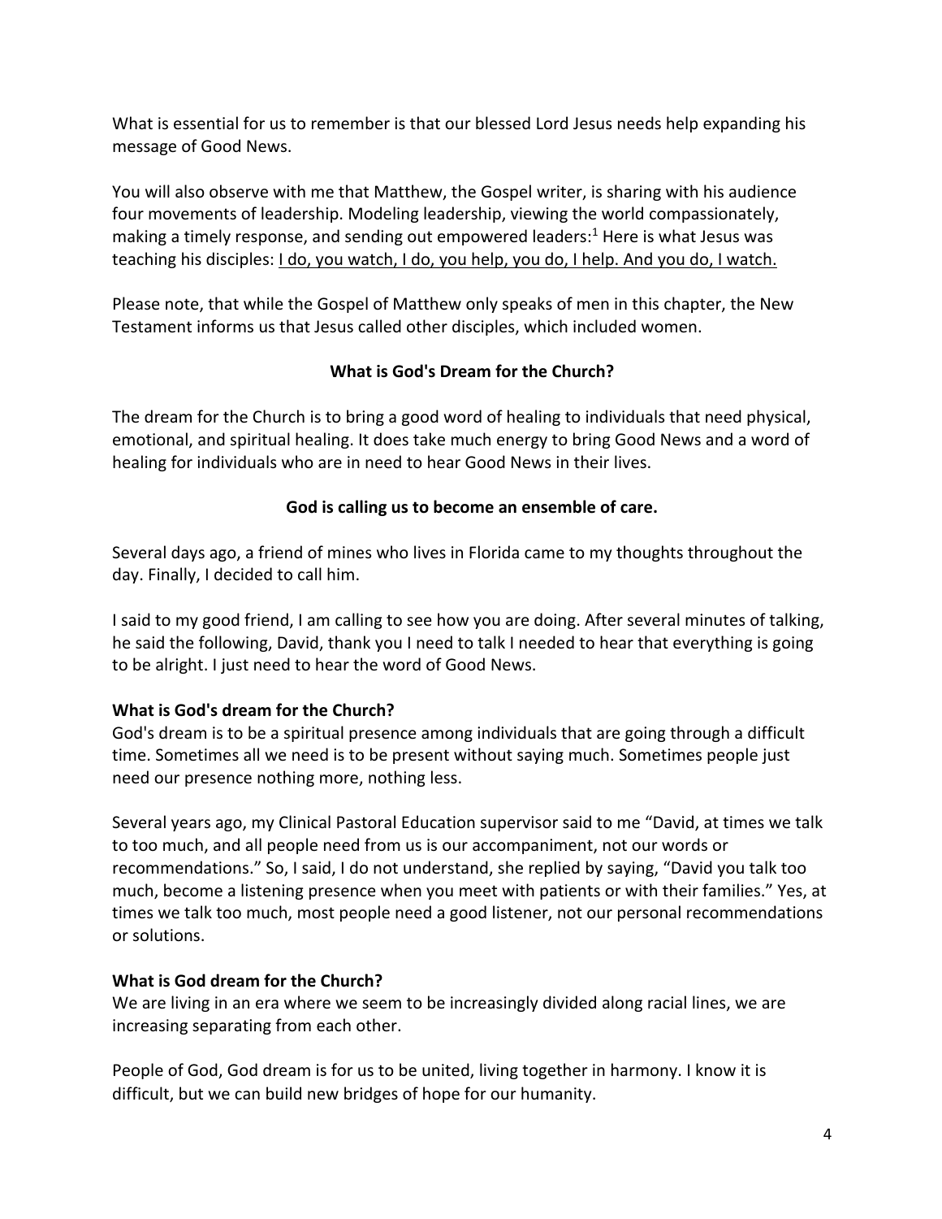What is essential for us to remember is that our blessed Lord Jesus needs help expanding his message of Good News.

You will also observe with me that Matthew, the Gospel writer, is sharing with his audience four movements of leadership. Modeling leadership, viewing the world compassionately, making a timely response, and sending out empowered leaders:[1] Here is what Jesus was teaching his disciples: <u>I do, you watch, I do, you help, you do, I help. And you do, I watch.</u>

Please note, that while the Gospel of Matthew only speaks of men in this chapter, the New Testament informs us that Jesus called other disciples, which included women.

**What is God's Dream for the Church?**

The dream for the Church is to bring a good word of healing to individuals that need physical, emotional, and spiritual healing. It does take much energy to bring Good News and a word of healing for individuals who are in need to hear Good News in their lives.

**God is calling us to become an ensemble of care.**

Several days ago, a friend of mines who lives in Florida came to my thoughts throughout the day. Finally, I decided to call him.

I said to my good friend, I am calling to see how you are doing. After several minutes of talking, he said the following, David, thank you I need to talk I needed to hear that everything is going to be alright. I just need to hear the word of Good News.

**What is God's dream for the Church?**
God's dream is to be a spiritual presence among individuals that are going through a difficult time. Sometimes all we need is to be present without saying much. Sometimes people just need our presence nothing more, nothing less.

Several years ago, my Clinical Pastoral Education supervisor said to me "David, at times we talk to too much, and all people need from us is our accompaniment, not our words or recommendations." So, I said, I do not understand, she replied by saying, "David you talk too much, become a listening presence when you meet with patients or with their families." Yes, at times we talk too much, most people need a good listener, not our personal recommendations or solutions.

**What is God dream for the Church?**
We are living in an era where we seem to be increasingly divided along racial lines, we are increasing separating from each other.

People of God, God dream is for us to be united, living together in harmony. I know it is difficult, but we can build new bridges of hope for our humanity.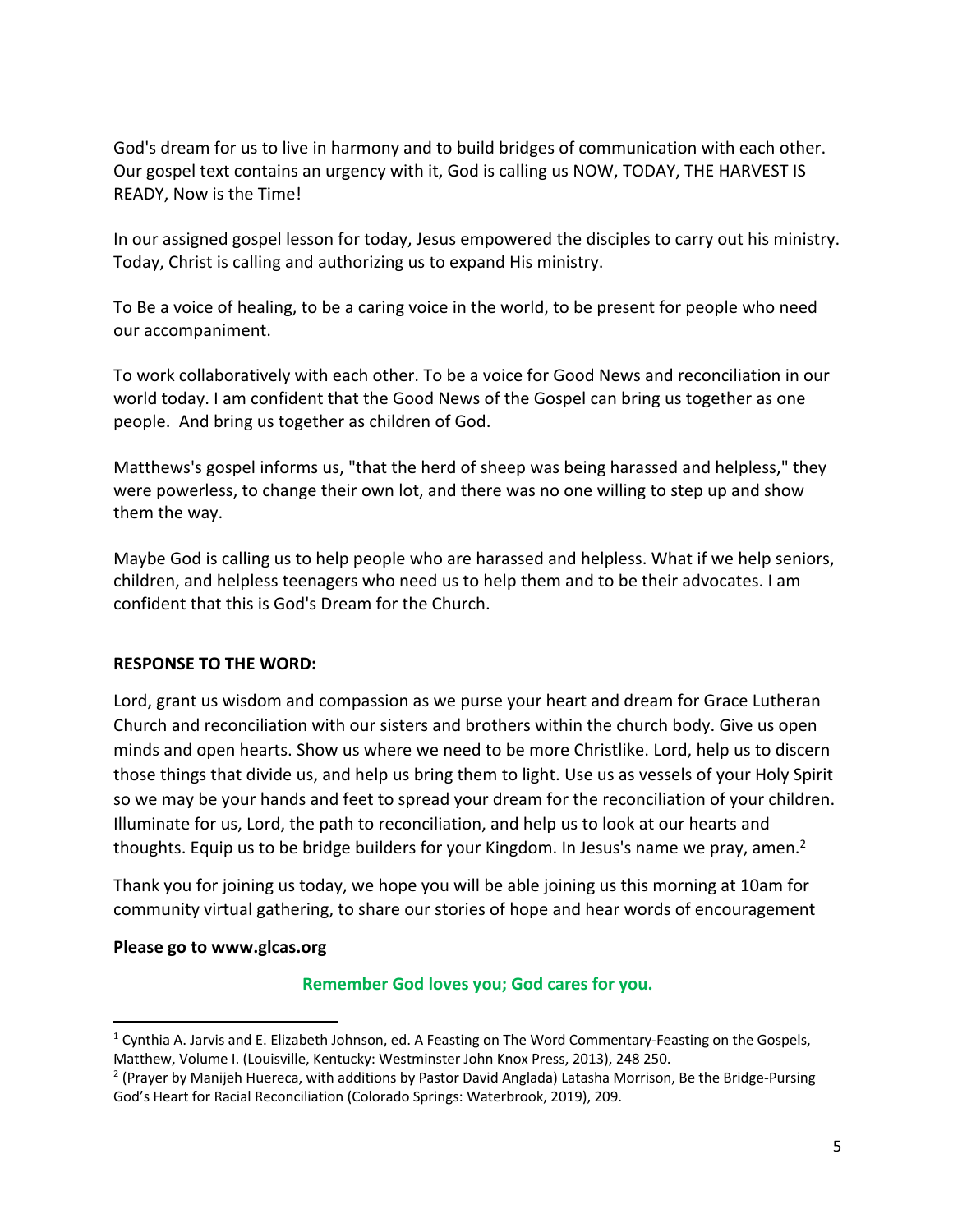God's dream for us to live in harmony and to build bridges of communication with each other. Our gospel text contains an urgency with it, God is calling us NOW, TODAY, THE HARVEST IS READY, Now is the Time!

In our assigned gospel lesson for today, Jesus empowered the disciples to carry out his ministry. Today, Christ is calling and authorizing us to expand His ministry.

To Be a voice of healing, to be a caring voice in the world, to be present for people who need our accompaniment.

To work collaboratively with each other. To be a voice for Good News and reconciliation in our world today. I am confident that the Good News of the Gospel can bring us together as one people. And bring us together as children of God.

Matthews's gospel informs us, "that the herd of sheep was being harassed and helpless," they were powerless, to change their own lot, and there was no one willing to step up and show them the way.

Maybe God is calling us to help people who are harassed and helpless. What if we help seniors, children, and helpless teenagers who need us to help them and to be their advocates. I am confident that this is God's Dream for the Church.

**RESPONSE TO THE WORD:**

Lord, grant us wisdom and compassion as we purse your heart and dream for Grace Lutheran Church and reconciliation with our sisters and brothers within the church body. Give us open minds and open hearts. Show us where we need to be more Christlike. Lord, help us to discern those things that divide us, and help us bring them to light. Use us as vessels of your Holy Spirit so we may be your hands and feet to spread your dream for the reconciliation of your children. Illuminate for us, Lord, the path to reconciliation, and help us to look at our hearts and thoughts. Equip us to be bridge builders for your Kingdom. In Jesus's name we pray, amen.[2]

Thank you for joining us today, we hope you will be able joining us this morning at 10am for community virtual gathering, to share our stories of hope and hear words of encouragement

**Please go to www.glcas.org**

**Remember God loves you; God cares for you.**

[1] Cynthia A. Jarvis and E. Elizabeth Johnson, ed. A Feasting on The Word Commentary-Feasting on the Gospels, Matthew, Volume I. (Louisville, Kentucky: Westminster John Knox Press, 2013), 248 250.

[2] (Prayer by Manijeh Huereca, with additions by Pastor David Anglada) Latasha Morrison, Be the Bridge-Pursing God's Heart for Racial Reconciliation (Colorado Springs: Waterbrook, 2019), 209.